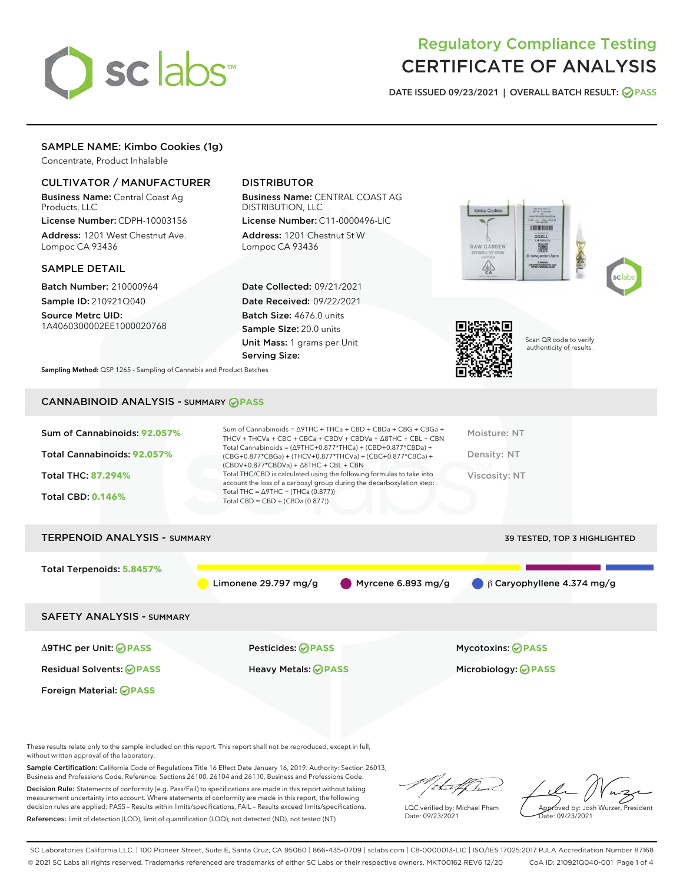# Regulatory Compliance Testing
# CERTIFICATE OF ANALYSIS

**DATE ISSUED 09/23/2021 | OVERALL BATCH RESULT: PASS**

## SAMPLE NAME: Kimbo Cookies (1g)

Concentrate, Product Inhalable

### CULTIVATOR / MANUFACTURER

**Business Name:** Central Coast Ag Products, LLC

**License Number:** CDPH-10003156

**Address:** 1201 West Chestnut Ave. Lompoc CA 93436

### DISTRIBUTOR

**Business Name:** CENTRAL COAST AG DISTRIBUTION, LLC

**License Number:** C11-0000496-LIC

**Address:** 1201 Chestnut St W Lompoc CA 93436

### SAMPLE DETAIL

**Batch Number:** 210000964

**Sample ID:** 210921Q040

**Source Metrc UID:** 1A4060300002EE1000020768

**Date Collected:** 09/21/2021

**Date Received:** 09/22/2021

**Batch Size:** 4676.0 units

**Sample Size:** 20.0 units

**Unit Mass:** 1 grams per Unit

**Serving Size:**

Scan QR code to verify authenticity of results.

**Sampling Method:** QSP 1265 - Sampling of Cannabis and Product Batches

## CANNABINOID ANALYSIS - SUMMARY PASS

**Sum of Cannabinoids: 92.057%**

**Total Cannabinoids: 92.057%**

**Total THC: 87.294%**

**Total CBD: 0.146%**

Sum of Cannabinoids = Δ9THC + THCa + CBD + CBDa + CBG + CBGa + THCV + THCVa + CBC + CBCa + CBDV + CBDVa + Δ8THC + CBL + CBN

Total Cannabinoids = (Δ9THC+0.877*THCa) + (CBD+0.877*CBDa) + (CBG+0.877*CBGa) + (THCV+0.877*THCVa) + (CBC+0.877*CBCa) + (CBDV+0.877*CBDVa) + Δ8THC + CBL + CBN

Total THC/CBD is calculated using the following formulas to take into account the loss of a carboxyl group during the decarboxylation step:

Total THC = Δ9THC + (THCa (0.877))

Total CBD = CBD + (CBDa (0.877))

Moisture: NT

Density: NT

Viscosity: NT

## TERPENOID ANALYSIS - SUMMARY

39 TESTED, TOP 3 HIGHLIGHTED

**Total Terpenoids: 5.8457%**

Limonene 29.797 mg/g | Myrcene 6.893 mg/g | β Caryophyllene 4.374 mg/g

## SAFETY ANALYSIS - SUMMARY

| | | |
|---|---|---|
| Δ9THC per Unit: PASS | Pesticides: PASS | Mycotoxins: PASS |
| Residual Solvents: PASS | Heavy Metals: PASS | Microbiology: PASS |
| Foreign Material: PASS | | |

These results relate only to the sample included on this report. This report shall not be reproduced, except in full, without written approval of the laboratory.

**Sample Certification:** California Code of Regulations Title 16 Effect Date January 16, 2019. Authority: Section 26013, Business and Professions Code. Reference: Sections 26100, 26104 and 26110, Business and Professions Code.

**Decision Rule:** Statements of conformity (e.g. Pass/Fail) to specifications are made in this report without taking measurement uncertainty into account. Where statements of conformity are made in this report, the following decision rules are applied: PASS – Results within limits/specifications, FAIL – Results exceed limits/specifications.

**References:** limit of detection (LOD), limit of quantification (LOQ), not detected (ND), not tested (NT)

LQC verified by: Michael Pham
Date: 09/23/2021

Approved by: Josh Wurzer, President
Date: 09/23/2021

SC Laboratories California LLC. | 100 Pioneer Street, Suite E, Santa Cruz, CA 95060 | 866-435-0709 | sclabs.com | C8-0000013-LIC | ISO/IES 17025:2017 PJLA Accreditation Number 87168
© 2021 SC Labs all rights reserved. Trademarks referenced are trademarks of either SC Labs or their respective owners. MKT00162 REV6 12/20 CoA ID: 210921Q040-001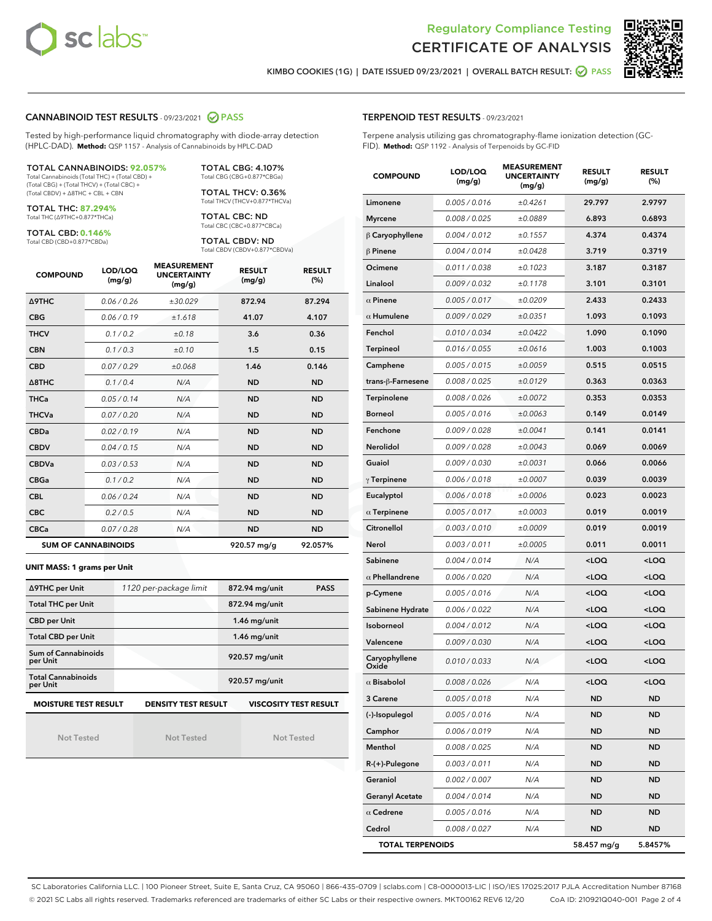Regulatory Compliance Testing
# CERTIFICATE OF ANALYSIS

KIMBO COOKIES (1G) | DATE ISSUED 09/23/2021 | OVERALL BATCH RESULT: PASS

## CANNABINOID TEST RESULTS - 09/23/2021 PASS

Tested by high-performance liquid chromatography with diode-array detection (HPLC-DAD). **Method:** QSP 1157 - Analysis of Cannabinoids by HPLC-DAD

**TOTAL CANNABINOIDS: 92.057%**
Total Cannabinoids (Total THC) + (Total CBD) + (Total CBG) + (Total THCV) + (Total CBC) + (Total CBDV) + Δ8THC + CBL + CBN

**TOTAL THC: 87.294%**
Total THC (Δ9THC+0.877*THCa)

**TOTAL CBD: 0.146%**
Total CBD (CBD+0.877*CBDa)

**TOTAL CBG: 4.107%**
Total CBG (CBG+0.877*CBGa)

**TOTAL THCV: 0.36%**
Total THCV (THCV+0.877*THCVa)

**TOTAL CBC: ND**
Total CBC (CBC+0.877*CBCa)

**TOTAL CBDV: ND**
Total CBDV (CBDV+0.877*CBDVa)

| COMPOUND | LOD/LOQ (mg/g) | MEASUREMENT UNCERTAINTY (mg/g) | RESULT (mg/g) | RESULT (%) |
|---|---|---|---|---|
| Δ9THC | 0.06 / 0.26 | ±30.029 | 872.94 | 87.294 |
| CBG | 0.06 / 0.19 | ±1.618 | 41.07 | 4.107 |
| THCV | 0.1 / 0.2 | ±0.18 | 3.6 | 0.36 |
| CBN | 0.1 / 0.3 | ±0.10 | 1.5 | 0.15 |
| CBD | 0.07 / 0.29 | ±0.068 | 1.46 | 0.146 |
| Δ8THC | 0.1 / 0.4 | N/A | ND | ND |
| THCa | 0.05 / 0.14 | N/A | ND | ND |
| THCVa | 0.07 / 0.20 | N/A | ND | ND |
| CBDa | 0.02 / 0.19 | N/A | ND | ND |
| CBDV | 0.04 / 0.15 | N/A | ND | ND |
| CBDVa | 0.03 / 0.53 | N/A | ND | ND |
| CBGa | 0.1 / 0.2 | N/A | ND | ND |
| CBL | 0.06 / 0.24 | N/A | ND | ND |
| CBC | 0.2 / 0.5 | N/A | ND | ND |
| CBCa | 0.07 / 0.28 | N/A | ND | ND |
| **SUM OF CANNABINOIDS** | | | 920.57 mg/g | 92.057% |

**UNIT MASS: 1 grams per Unit**

| | | | |
|---|---|---|---|
| Δ9THC per Unit | 1120 per-package limit | 872.94 mg/unit | PASS |
| Total THC per Unit | | 872.94 mg/unit | |
| CBD per Unit | | 1.46 mg/unit | |
| Total CBD per Unit | | 1.46 mg/unit | |
| Sum of Cannabinoids per Unit | | 920.57 mg/unit | |
| Total Cannabinoids per Unit | | 920.57 mg/unit | |

| MOISTURE TEST RESULT | DENSITY TEST RESULT | VISCOSITY TEST RESULT |
|---|---|---|
| Not Tested | Not Tested | Not Tested |

## TERPENOID TEST RESULTS - 09/23/2021

Terpene analysis utilizing gas chromatography-flame ionization detection (GC-FID). **Method:** QSP 1192 - Analysis of Terpenoids by GC-FID

| COMPOUND | LOD/LOQ (mg/g) | MEASUREMENT UNCERTAINTY (mg/g) | RESULT (mg/g) | RESULT (%) |
|---|---|---|---|---|
| Limonene | 0.005 / 0.016 | ±0.4261 | 29.797 | 2.9797 |
| Myrcene | 0.008 / 0.025 | ±0.0889 | 6.893 | 0.6893 |
| β Caryophyllene | 0.004 / 0.012 | ±0.1557 | 4.374 | 0.4374 |
| β Pinene | 0.004 / 0.014 | ±0.0428 | 3.719 | 0.3719 |
| Ocimene | 0.011 / 0.038 | ±0.1023 | 3.187 | 0.3187 |
| Linalool | 0.009 / 0.032 | ±0.1178 | 3.101 | 0.3101 |
| α Pinene | 0.005 / 0.017 | ±0.0209 | 2.433 | 0.2433 |
| α Humulene | 0.009 / 0.029 | ±0.0351 | 1.093 | 0.1093 |
| Fenchol | 0.010 / 0.034 | ±0.0422 | 1.090 | 0.1090 |
| Terpineol | 0.016 / 0.055 | ±0.0616 | 1.003 | 0.1003 |
| Camphene | 0.005 / 0.015 | ±0.0059 | 0.515 | 0.0515 |
| trans-β-Farnesene | 0.008 / 0.025 | ±0.0129 | 0.363 | 0.0363 |
| Terpinolene | 0.008 / 0.026 | ±0.0072 | 0.353 | 0.0353 |
| Borneol | 0.005 / 0.016 | ±0.0063 | 0.149 | 0.0149 |
| Fenchone | 0.009 / 0.028 | ±0.0041 | 0.141 | 0.0141 |
| Nerolidol | 0.009 / 0.028 | ±0.0043 | 0.069 | 0.0069 |
| Guaiol | 0.009 / 0.030 | ±0.0031 | 0.066 | 0.0066 |
| γ Terpinene | 0.006 / 0.018 | ±0.0007 | 0.039 | 0.0039 |
| Eucalyptol | 0.006 / 0.018 | ±0.0006 | 0.023 | 0.0023 |
| α Terpinene | 0.005 / 0.017 | ±0.0003 | 0.019 | 0.0019 |
| Citronellol | 0.003 / 0.010 | ±0.0009 | 0.019 | 0.0019 |
| Nerol | 0.003 / 0.011 | ±0.0005 | 0.011 | 0.0011 |
| Sabinene | 0.004 / 0.014 | N/A | <LOQ | <LOQ |
| α Phellandrene | 0.006 / 0.020 | N/A | <LOQ | <LOQ |
| p-Cymene | 0.005 / 0.016 | N/A | <LOQ | <LOQ |
| Sabinene Hydrate | 0.006 / 0.022 | N/A | <LOQ | <LOQ |
| Isoborneol | 0.004 / 0.012 | N/A | <LOQ | <LOQ |
| Valencene | 0.009 / 0.030 | N/A | <LOQ | <LOQ |
| Caryophyllene Oxide | 0.010 / 0.033 | N/A | <LOQ | <LOQ |
| α Bisabolol | 0.008 / 0.026 | N/A | <LOQ | <LOQ |
| 3 Carene | 0.005 / 0.018 | N/A | ND | ND |
| (-)-Isopulegol | 0.005 / 0.016 | N/A | ND | ND |
| Camphor | 0.006 / 0.019 | N/A | ND | ND |
| Menthol | 0.008 / 0.025 | N/A | ND | ND |
| R-(+)-Pulegone | 0.003 / 0.011 | N/A | ND | ND |
| Geraniol | 0.002 / 0.007 | N/A | ND | ND |
| Geranyl Acetate | 0.004 / 0.014 | N/A | ND | ND |
| α Cedrene | 0.005 / 0.016 | N/A | ND | ND |
| Cedrol | 0.008 / 0.027 | N/A | ND | ND |
| **TOTAL TERPENOIDS** | | | 58.457 mg/g | 5.8457% |

SC Laboratories California LLC. | 100 Pioneer Street, Suite E, Santa Cruz, CA 95060 | 866-435-0709 | sclabs.com | C8-0000013-LIC | ISO/IES 17025:2017 PJLA Accreditation Number 87168
© 2021 SC Labs all rights reserved. Trademarks referenced are trademarks of either SC Labs or their respective owners. MKT00162 REV6 12/20 CoA ID: 210921Q040-001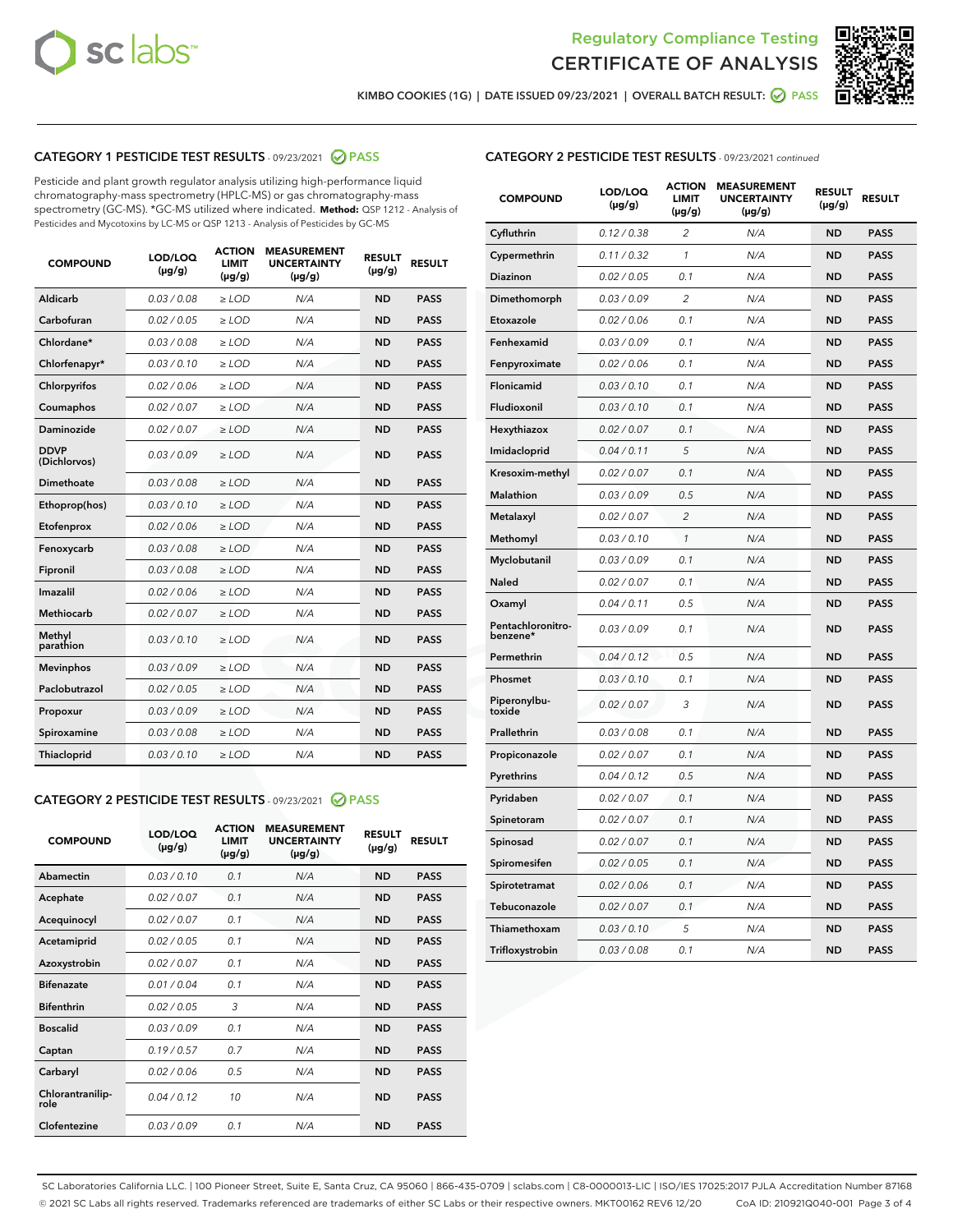## Regulatory Compliance Testing
# CERTIFICATE OF ANALYSIS

KIMBO COOKIES (1G) | DATE ISSUED 09/23/2021 | OVERALL BATCH RESULT: PASS

### CATEGORY 1 PESTICIDE TEST RESULTS - 09/23/2021 PASS

Pesticide and plant growth regulator analysis utilizing high-performance liquid chromatography-mass spectrometry (HPLC-MS) or gas chromatography-mass spectrometry (GC-MS). *GC-MS utilized where indicated. **Method:** QSP 1212 - Analysis of Pesticides and Mycotoxins by LC-MS or QSP 1213 - Analysis of Pesticides by GC-MS

| COMPOUND | LOD/LOQ (µg/g) | ACTION LIMIT (µg/g) | MEASUREMENT UNCERTAINTY (µg/g) | RESULT (µg/g) | RESULT |
|---|---|---|---|---|---|
| Aldicarb | 0.03 / 0.08 | ≥ LOD | N/A | ND | PASS |
| Carbofuran | 0.02 / 0.05 | ≥ LOD | N/A | ND | PASS |
| Chlordane* | 0.03 / 0.08 | ≥ LOD | N/A | ND | PASS |
| Chlorfenapyr* | 0.03 / 0.10 | ≥ LOD | N/A | ND | PASS |
| Chlorpyrifos | 0.02 / 0.06 | ≥ LOD | N/A | ND | PASS |
| Coumaphos | 0.02 / 0.07 | ≥ LOD | N/A | ND | PASS |
| Daminozide | 0.02 / 0.07 | ≥ LOD | N/A | ND | PASS |
| DDVP (Dichlorvos) | 0.03 / 0.09 | ≥ LOD | N/A | ND | PASS |
| Dimethoate | 0.03 / 0.08 | ≥ LOD | N/A | ND | PASS |
| Ethoprop(hos) | 0.03 / 0.10 | ≥ LOD | N/A | ND | PASS |
| Etofenprox | 0.02 / 0.06 | ≥ LOD | N/A | ND | PASS |
| Fenoxycarb | 0.03 / 0.08 | ≥ LOD | N/A | ND | PASS |
| Fipronil | 0.03 / 0.08 | ≥ LOD | N/A | ND | PASS |
| Imazalil | 0.02 / 0.06 | ≥ LOD | N/A | ND | PASS |
| Methiocarb | 0.02 / 0.07 | ≥ LOD | N/A | ND | PASS |
| Methyl parathion | 0.03 / 0.10 | ≥ LOD | N/A | ND | PASS |
| Mevinphos | 0.03 / 0.09 | ≥ LOD | N/A | ND | PASS |
| Paclobutrazol | 0.02 / 0.05 | ≥ LOD | N/A | ND | PASS |
| Propoxur | 0.03 / 0.09 | ≥ LOD | N/A | ND | PASS |
| Spiroxamine | 0.03 / 0.08 | ≥ LOD | N/A | ND | PASS |
| Thiacloprid | 0.03 / 0.10 | ≥ LOD | N/A | ND | PASS |

### CATEGORY 2 PESTICIDE TEST RESULTS - 09/23/2021 PASS

| COMPOUND | LOD/LOQ (µg/g) | ACTION LIMIT (µg/g) | MEASUREMENT UNCERTAINTY (µg/g) | RESULT (µg/g) | RESULT |
|---|---|---|---|---|---|
| Abamectin | 0.03 / 0.10 | 0.1 | N/A | ND | PASS |
| Acephate | 0.02 / 0.07 | 0.1 | N/A | ND | PASS |
| Acequinocyl | 0.02 / 0.07 | 0.1 | N/A | ND | PASS |
| Acetamiprid | 0.02 / 0.05 | 0.1 | N/A | ND | PASS |
| Azoxystrobin | 0.02 / 0.07 | 0.1 | N/A | ND | PASS |
| Bifenazate | 0.01 / 0.04 | 0.1 | N/A | ND | PASS |
| Bifenthrin | 0.02 / 0.05 | 3 | N/A | ND | PASS |
| Boscalid | 0.03 / 0.09 | 0.1 | N/A | ND | PASS |
| Captan | 0.19 / 0.57 | 0.7 | N/A | ND | PASS |
| Carbaryl | 0.02 / 0.06 | 0.5 | N/A | ND | PASS |
| Chlorantraniliprole | 0.04 / 0.12 | 10 | N/A | ND | PASS |
| Clofentezine | 0.03 / 0.09 | 0.1 | N/A | ND | PASS |
| Cyfluthrin | 0.12 / 0.38 | 2 | N/A | ND | PASS |
| Cypermethrin | 0.11 / 0.32 | 1 | N/A | ND | PASS |
| Diazinon | 0.02 / 0.05 | 0.1 | N/A | ND | PASS |
| Dimethomorph | 0.03 / 0.09 | 2 | N/A | ND | PASS |
| Etoxazole | 0.02 / 0.06 | 0.1 | N/A | ND | PASS |
| Fenhexamid | 0.03 / 0.09 | 0.1 | N/A | ND | PASS |
| Fenpyroximate | 0.02 / 0.06 | 0.1 | N/A | ND | PASS |
| Flonicamid | 0.03 / 0.10 | 0.1 | N/A | ND | PASS |
| Fludioxonil | 0.03 / 0.10 | 0.1 | N/A | ND | PASS |
| Hexythiazox | 0.02 / 0.07 | 0.1 | N/A | ND | PASS |
| Imidacloprid | 0.04 / 0.11 | 5 | N/A | ND | PASS |
| Kresoxim-methyl | 0.02 / 0.07 | 0.1 | N/A | ND | PASS |
| Malathion | 0.03 / 0.09 | 0.5 | N/A | ND | PASS |
| Metalaxyl | 0.02 / 0.07 | 2 | N/A | ND | PASS |
| Methomyl | 0.03 / 0.10 | 1 | N/A | ND | PASS |
| Myclobutanil | 0.03 / 0.09 | 0.1 | N/A | ND | PASS |
| Naled | 0.02 / 0.07 | 0.1 | N/A | ND | PASS |
| Oxamyl | 0.04 / 0.11 | 0.5 | N/A | ND | PASS |
| Pentachloronitrobenzene* | 0.03 / 0.09 | 0.1 | N/A | ND | PASS |
| Permethrin | 0.04 / 0.12 | 0.5 | N/A | ND | PASS |
| Phosmet | 0.03 / 0.10 | 0.1 | N/A | ND | PASS |
| Piperonylbutoxide | 0.02 / 0.07 | 3 | N/A | ND | PASS |
| Prallethrin | 0.03 / 0.08 | 0.1 | N/A | ND | PASS |
| Propiconazole | 0.02 / 0.07 | 0.1 | N/A | ND | PASS |
| Pyrethrins | 0.04 / 0.12 | 0.5 | N/A | ND | PASS |
| Pyridaben | 0.02 / 0.07 | 0.1 | N/A | ND | PASS |
| Spinetoram | 0.02 / 0.07 | 0.1 | N/A | ND | PASS |
| Spinosad | 0.02 / 0.07 | 0.1 | N/A | ND | PASS |
| Spiromesifen | 0.02 / 0.05 | 0.1 | N/A | ND | PASS |
| Spirotetramat | 0.02 / 0.06 | 0.1 | N/A | ND | PASS |
| Tebuconazole | 0.02 / 0.07 | 0.1 | N/A | ND | PASS |
| Thiamethoxam | 0.03 / 0.10 | 5 | N/A | ND | PASS |
| Trifloxystrobin | 0.03 / 0.08 | 0.1 | N/A | ND | PASS |

SC Laboratories California LLC. | 100 Pioneer Street, Suite E, Santa Cruz, CA 95060 | 866-435-0709 | sclabs.com | C8-0000013-LIC | ISO/IES 17025:2017 PJLA Accreditation Number 87168
© 2021 SC Labs all rights reserved. Trademarks referenced are trademarks of either SC Labs or their respective owners. MKT00162 REV6 12/20 CoA ID: 210921Q040-001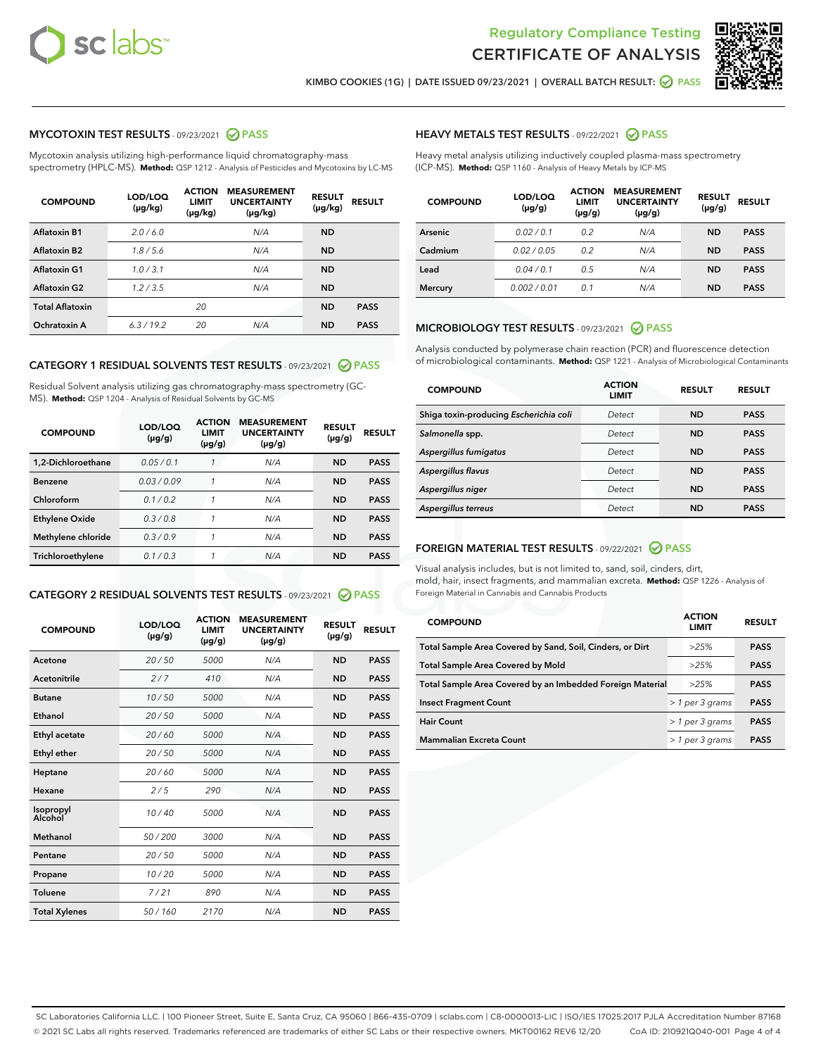Regulatory Compliance Testing
CERTIFICATE OF ANALYSIS

KIMBO COOKIES (1G) | DATE ISSUED 09/23/2021 | OVERALL BATCH RESULT: PASS

## MYCOTOXIN TEST RESULTS - 09/23/2021 PASS

Mycotoxin analysis utilizing high-performance liquid chromatography-mass spectrometry (HPLC-MS). **Method:** QSP 1212 - Analysis of Pesticides and Mycotoxins by LC-MS

| COMPOUND | LOD/LOQ (µg/kg) | ACTION LIMIT (µg/kg) | MEASUREMENT UNCERTAINTY (µg/kg) | RESULT (µg/kg) | RESULT |
|---|---|---|---|---|---|
| Aflatoxin B1 | 2.0 / 6.0 | | N/A | ND | |
| Aflatoxin B2 | 1.8 / 5.6 | | N/A | ND | |
| Aflatoxin G1 | 1.0 / 3.1 | | N/A | ND | |
| Aflatoxin G2 | 1.2 / 3.5 | | N/A | ND | |
| Total Aflatoxin | | 20 | | ND | PASS |
| Ochratoxin A | 6.3 / 19.2 | 20 | N/A | ND | PASS |

## CATEGORY 1 RESIDUAL SOLVENTS TEST RESULTS - 09/23/2021 PASS

Residual Solvent analysis utilizing gas chromatography-mass spectrometry (GC-MS). **Method:** QSP 1204 - Analysis of Residual Solvents by GC-MS

| COMPOUND | LOD/LOQ (µg/g) | ACTION LIMIT (µg/g) | MEASUREMENT UNCERTAINTY (µg/g) | RESULT (µg/g) | RESULT |
|---|---|---|---|---|---|
| 1,2-Dichloroethane | 0.05 / 0.1 | 1 | N/A | ND | PASS |
| Benzene | 0.03 / 0.09 | 1 | N/A | ND | PASS |
| Chloroform | 0.1 / 0.2 | 1 | N/A | ND | PASS |
| Ethylene Oxide | 0.3 / 0.8 | 1 | N/A | ND | PASS |
| Methylene chloride | 0.3 / 0.9 | 1 | N/A | ND | PASS |
| Trichloroethylene | 0.1 / 0.3 | 1 | N/A | ND | PASS |

## CATEGORY 2 RESIDUAL SOLVENTS TEST RESULTS - 09/23/2021 PASS

| COMPOUND | LOD/LOQ (µg/g) | ACTION LIMIT (µg/g) | MEASUREMENT UNCERTAINTY (µg/g) | RESULT (µg/g) | RESULT |
|---|---|---|---|---|---|
| Acetone | 20 / 50 | 5000 | N/A | ND | PASS |
| Acetonitrile | 2 / 7 | 410 | N/A | ND | PASS |
| Butane | 10 / 50 | 5000 | N/A | ND | PASS |
| Ethanol | 20 / 50 | 5000 | N/A | ND | PASS |
| Ethyl acetate | 20 / 60 | 5000 | N/A | ND | PASS |
| Ethyl ether | 20 / 50 | 5000 | N/A | ND | PASS |
| Heptane | 20 / 60 | 5000 | N/A | ND | PASS |
| Hexane | 2 / 5 | 290 | N/A | ND | PASS |
| Isopropyl Alcohol | 10 / 40 | 5000 | N/A | ND | PASS |
| Methanol | 50 / 200 | 3000 | N/A | ND | PASS |
| Pentane | 20 / 50 | 5000 | N/A | ND | PASS |
| Propane | 10 / 20 | 5000 | N/A | ND | PASS |
| Toluene | 7 / 21 | 890 | N/A | ND | PASS |
| Total Xylenes | 50 / 160 | 2170 | N/A | ND | PASS |

## HEAVY METALS TEST RESULTS - 09/22/2021 PASS

Heavy metal analysis utilizing inductively coupled plasma-mass spectrometry (ICP-MS). **Method:** QSP 1160 - Analysis of Heavy Metals by ICP-MS

| COMPOUND | LOD/LOQ (µg/g) | ACTION LIMIT (µg/g) | MEASUREMENT UNCERTAINTY (µg/g) | RESULT (µg/g) | RESULT |
|---|---|---|---|---|---|
| Arsenic | 0.02 / 0.1 | 0.2 | N/A | ND | PASS |
| Cadmium | 0.02 / 0.05 | 0.2 | N/A | ND | PASS |
| Lead | 0.04 / 0.1 | 0.5 | N/A | ND | PASS |
| Mercury | 0.002 / 0.01 | 0.1 | N/A | ND | PASS |

## MICROBIOLOGY TEST RESULTS - 09/23/2021 PASS

Analysis conducted by polymerase chain reaction (PCR) and fluorescence detection of microbiological contaminants. **Method:** QSP 1221 - Analysis of Microbiological Contaminants

| COMPOUND | ACTION LIMIT | RESULT | RESULT |
|---|---|---|---|
| Shiga toxin-producing *Escherichia coli* | Detect | ND | PASS |
| *Salmonella* spp. | Detect | ND | PASS |
| *Aspergillus fumigatus* | Detect | ND | PASS |
| *Aspergillus flavus* | Detect | ND | PASS |
| *Aspergillus niger* | Detect | ND | PASS |
| *Aspergillus terreus* | Detect | ND | PASS |

## FOREIGN MATERIAL TEST RESULTS - 09/22/2021 PASS

Visual analysis includes, but is not limited to, sand, soil, cinders, dirt, mold, hair, insect fragments, and mammalian excreta. **Method:** QSP 1226 - Analysis of Foreign Material in Cannabis and Cannabis Products

| COMPOUND | ACTION LIMIT | RESULT |
|---|---|---|
| Total Sample Area Covered by Sand, Soil, Cinders, or Dirt | >25% | PASS |
| Total Sample Area Covered by Mold | >25% | PASS |
| Total Sample Area Covered by an Imbedded Foreign Material | >25% | PASS |
| Insect Fragment Count | > 1 per 3 grams | PASS |
| Hair Count | > 1 per 3 grams | PASS |
| Mammalian Excreta Count | > 1 per 3 grams | PASS |

SC Laboratories California LLC. | 100 Pioneer Street, Suite E, Santa Cruz, CA 95060 | 866-435-0709 | sclabs.com | C8-0000013-LIC | ISO/IES 17025:2017 PJLA Accreditation Number 87168
© 2021 SC Labs all rights reserved. Trademarks referenced are trademarks of either SC Labs or their respective owners. MKT00162 REV6 12/20 CoA ID: 210921Q040-001